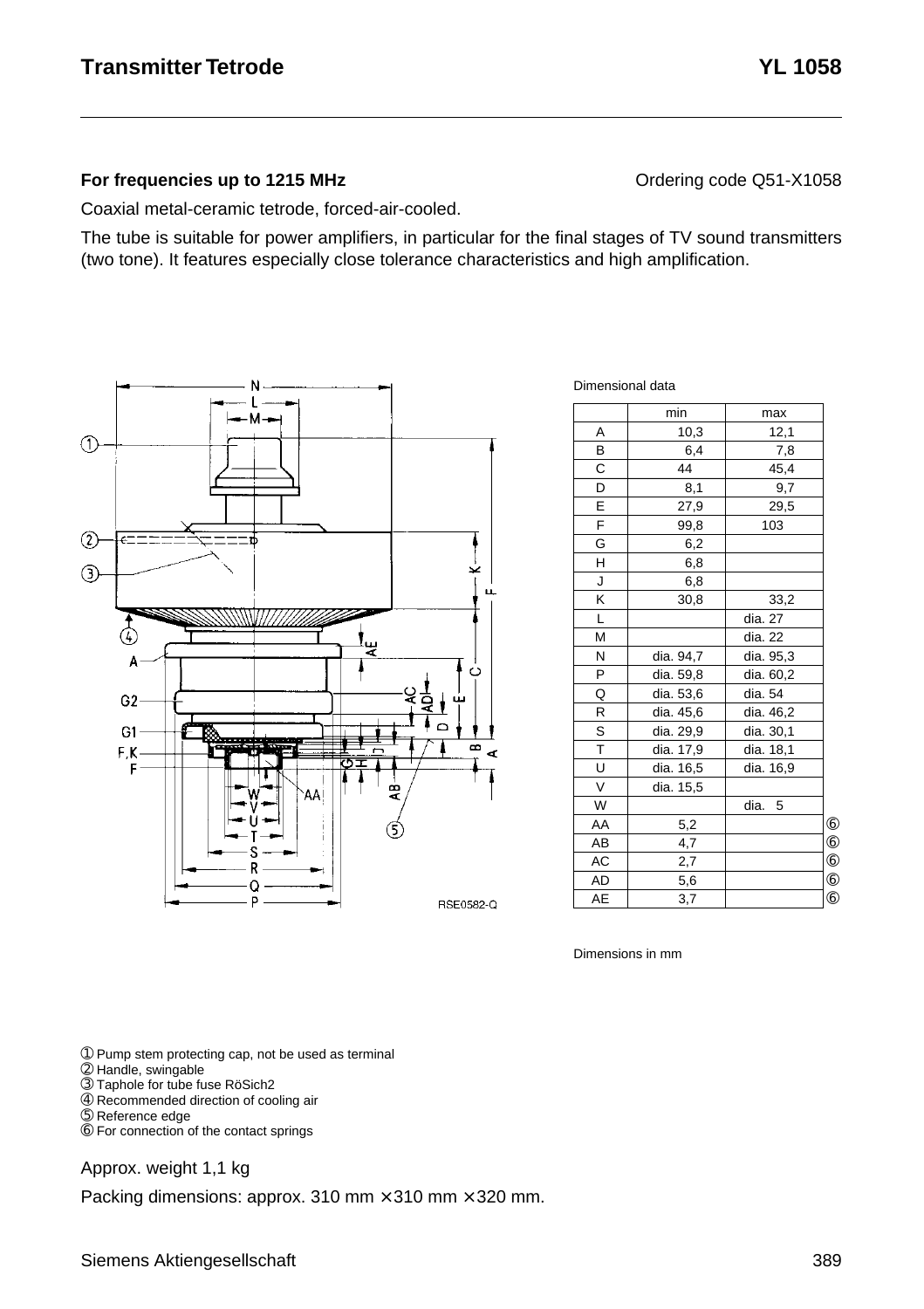# Transmitter Tetrode YL 1058

**For frequencies up to 1215 MHz** Ordering code Q51-X1058

Coaxial metal-ceramic tetrode, forced-air-cooled.

The tube is suitable for power amplifiers, in particular for the final stages of TV sound transmitters (two tone). It features especially close tolerance characteristics and high amplification.

RSE0582-Q

Dimensional data

| | min | max | |
|---|---|---|---|
| A | 10,3 | 12,1 | |
| B | 6,4 | 7,8 | |
| C | 44 | 45,4 | |
| D | 8,1 | 9,7 | |
| E | 27,9 | 29,5 | |
| F | 99,8 | 103 | |
| G | 6,2 | | |
| H | 6,8 | | |
| J | 6,8 | | |
| K | 30,8 | 33,2 | |
| L | | dia. 27 | |
| M | | dia. 22 | |
| N | dia. 94,7 | dia. 95,3 | |
| P | dia. 59,8 | dia. 60,2 | |
| Q | dia. 53,6 | dia. 54 | |
| R | dia. 45,6 | dia. 46,2 | |
| S | dia. 29,9 | dia. 30,1 | |
| T | dia. 17,9 | dia. 18,1 | |
| U | dia. 16,5 | dia. 16,9 | |
| V | dia. 15,5 | | |
| W | | dia. 5 | |
| AA | 5,2 | | ⑥ |
| AB | 4,7 | | ⑥ |
| AC | 2,7 | | ⑥ |
| AD | 5,6 | | ⑥ |
| AE | 3,7 | | ⑥ |

Dimensions in mm

① Pump stem protecting cap, not be used as terminal
② Handle, swingable
③ Taphole for tube fuse RöSich2
④ Recommended direction of cooling air
⑤ Reference edge
⑥ For connection of the contact springs

Approx. weight 1,1 kg

Packing dimensions: approx. 310 mm × 310 mm × 320 mm.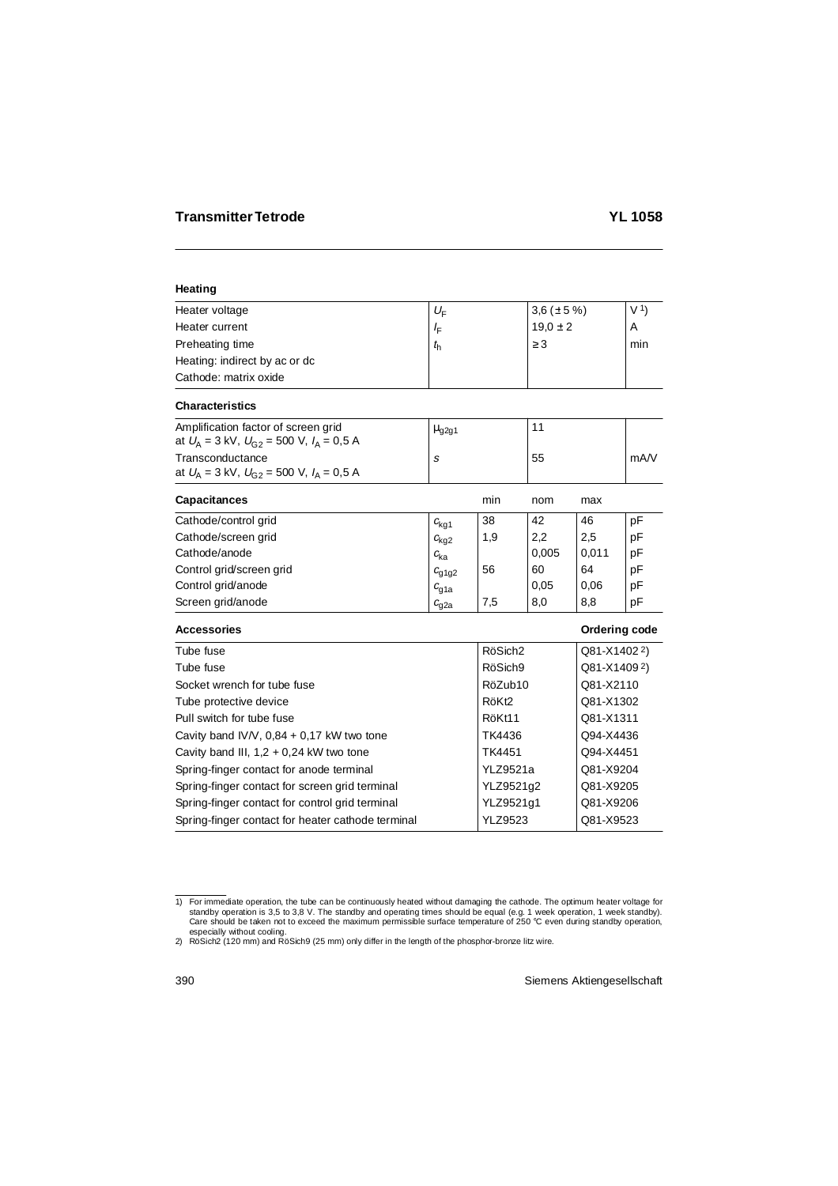# Transmitter Tetrode YL 1058

### Heating

| | | | |
|---|---|---|---|
| Heater voltage | $U_F$ | 3,6 (± 5 %) | V [1] |
| Heater current | $I_F$ | 19,0 ± 2 | A |
| Preheating time | $t_h$ | ≥ 3 | min |
| Heating: indirect by ac or dc | | | |
| Cathode: matrix oxide | | | |

### Characteristics

| | | | |
|---|---|---|---|
| Amplification factor of screen grid at $U_A$ = 3 kV, $U_{G2}$ = 500 V, $I_A$ = 0,5 A | $\mu_{g2g1}$ | 11 | |
| Transconductance at $U_A$ = 3 kV, $U_{G2}$ = 500 V, $I_A$ = 0,5 A | $S$ | 55 | mA/V |

| Capacitances | | min | nom | max | |
|---|---|---|---|---|---|
| Cathode/control grid | $c_{kg1}$ | 38 | 42 | 46 | pF |
| Cathode/screen grid | $c_{kg2}$ | 1,9 | 2,2 | 2,5 | pF |
| Cathode/anode | $c_{ka}$ | | 0,005 | 0,011 | pF |
| Control grid/screen grid | $c_{g1g2}$ | 56 | 60 | 64 | pF |
| Control grid/anode | $c_{g1a}$ | | 0,05 | 0,06 | pF |
| Screen grid/anode | $c_{g2a}$ | 7,5 | 8,0 | 8,8 | pF |

| Accessories | | Ordering code |
|---|---|---|
| Tube fuse | RöSich2 | Q81-X1402 [2] |
| Tube fuse | RöSich9 | Q81-X1409 [2] |
| Socket wrench for tube fuse | RöZub10 | Q81-X2110 |
| Tube protective device | RöKt2 | Q81-X1302 |
| Pull switch for tube fuse | RöKt11 | Q81-X1311 |
| Cavity band IV/V, 0,84 + 0,17 kW two tone | TK4436 | Q94-X4436 |
| Cavity band III, 1,2 + 0,24 kW two tone | TK4451 | Q94-X4451 |
| Spring-finger contact for anode terminal | YLZ9521a | Q81-X9204 |
| Spring-finger contact for screen grid terminal | YLZ9521g2 | Q81-X9205 |
| Spring-finger contact for control grid terminal | YLZ9521g1 | Q81-X9206 |
| Spring-finger contact for heater cathode terminal | YLZ9523 | Q81-X9523 |

1) For immediate operation, the tube can be continuously heated without damaging the cathode. The optimum heater voltage for standby operation is 3,5 to 3,8 V. The standby and operating times should be equal (e.g. 1 week operation, 1 week standby). Care should be taken not to exceed the maximum permissible surface temperature of 250 °C even during standby operation, especially without cooling.

2) RöSich2 (120 mm) and RöSich9 (25 mm) only differ in the length of the phosphor-bronze litz wire.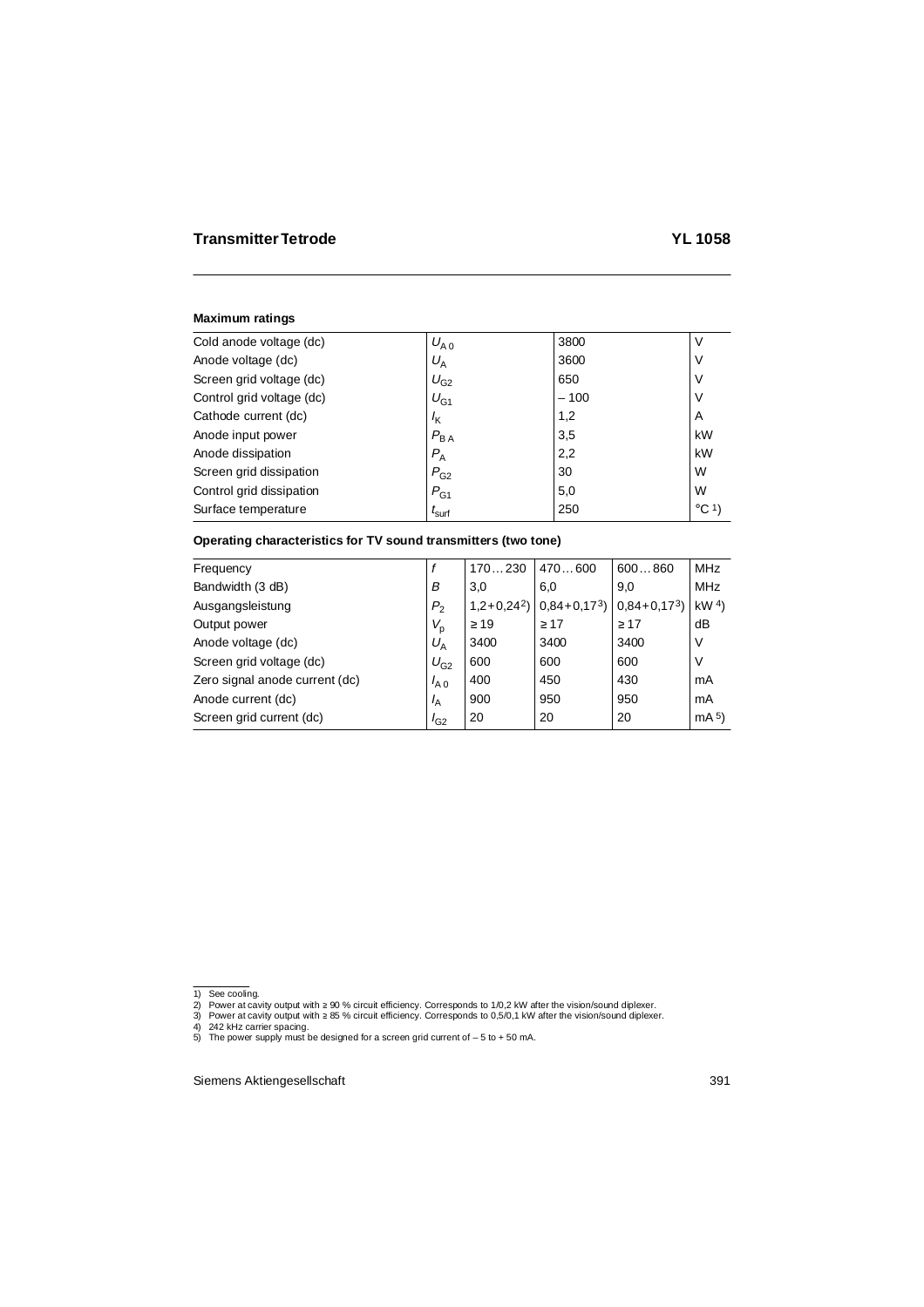## Transmitter Tetrode YL 1058

### Maximum ratings

| | | | |
|---|---|---|---|
| Cold anode voltage (dc) | $U_{A0}$ | 3800 | V |
| Anode voltage (dc) | $U_A$ | 3600 | V |
| Screen grid voltage (dc) | $U_{G2}$ | 650 | V |
| Control grid voltage (dc) | $U_{G1}$ | – 100 | V |
| Cathode current (dc) | $I_K$ | 1,2 | A |
| Anode input power | $P_{BA}$ | 3,5 | kW |
| Anode dissipation | $P_A$ | 2,2 | kW |
| Screen grid dissipation | $P_{G2}$ | 30 | W |
| Control grid dissipation | $P_{G1}$ | 5,0 | W |
| Surface temperature | $t_{surf}$ | 250 | °C [1] |

### Operating characteristics for TV sound transmitters (two tone)

| | | | | | |
|---|---|---|---|---|---|
| Frequency | $f$ | 170 … 230 | 470 … 600 | 600 … 860 | MHz |
| Bandwidth (3 dB) | $B$ | 3,0 | 6,0 | 9,0 | MHz |
| Ausgangsleistung | $P_2$ | 1,2+0,24[2] | 0,84+0,17[3] | 0,84+0,17[3] | kW [4] |
| Output power | $V_p$ | ≥ 19 | ≥ 17 | ≥ 17 | dB |
| Anode voltage (dc) | $U_A$ | 3400 | 3400 | 3400 | V |
| Screen grid voltage (dc) | $U_{G2}$ | 600 | 600 | 600 | V |
| Zero signal anode current (dc) | $I_{A0}$ | 400 | 450 | 430 | mA |
| Anode current (dc) | $I_A$ | 900 | 950 | 950 | mA |
| Screen grid current (dc) | $I_{G2}$ | 20 | 20 | 20 | mA [5] |

1) See cooling.
2) Power at cavity output with ≥ 90 % circuit efficiency. Corresponds to 1/0,2 kW after the vision/sound diplexer.
3) Power at cavity output with ≥ 85 % circuit efficiency. Corresponds to 0,5/0,1 kW after the vision/sound diplexer.
4) 242 kHz carrier spacing.
5) The power supply must be designed for a screen grid current of – 5 to + 50 mA.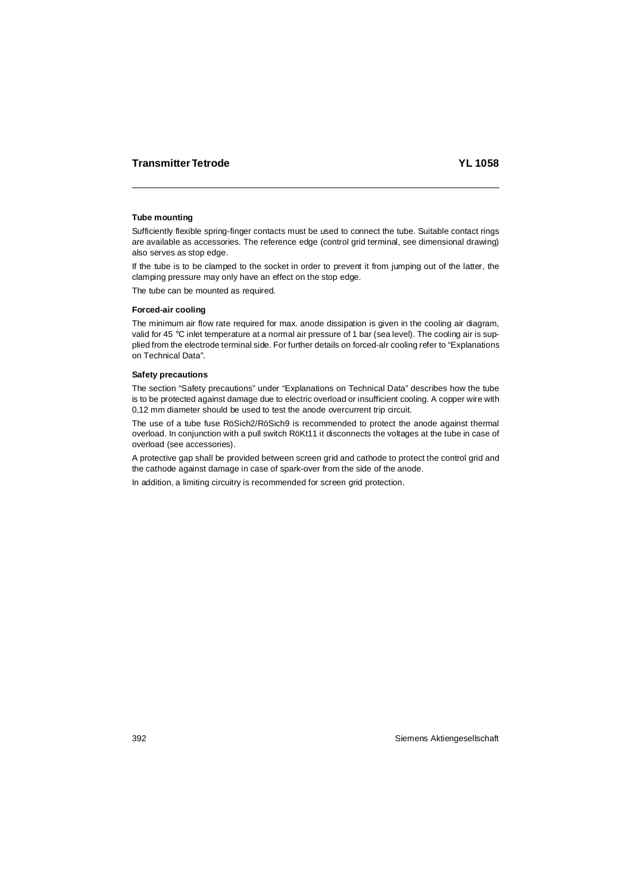### Tube mounting

Sufficiently flexible spring-finger contacts must be used to connect the tube. Suitable contact rings are available as accessories. The reference edge (control grid terminal, see dimensional drawing) also serves as stop edge.

If the tube is to be clamped to the socket in order to prevent it from jumping out of the latter, the clamping pressure may only have an effect on the stop edge.

The tube can be mounted as required.

### Forced-air cooling

The minimum air flow rate required for max. anode dissipation is given in the cooling air diagram, valid for 45 °C inlet temperature at a normal air pressure of 1 bar (sea level). The cooling air is supplied from the electrode terminal side. For further details on forced-alr cooling refer to “Explanations on Technical Data”.

### Safety precautions

The section “Safety precautions” under “Explanations on Technical Data” describes how the tube is to be protected against damage due to electric overload or insufficient cooling. A copper wire with 0,12 mm diameter should be used to test the anode overcurrent trip circuit.

The use of a tube fuse RöSich2/RöSich9 is recommended to protect the anode against thermal overload. In conjunction with a pull switch RöKt11 it disconnects the voltages at the tube in case of overload (see accessories).

A protective gap shall be provided between screen grid and cathode to protect the control grid and the cathode against damage in case of spark-over from the side of the anode.

In addition, a limiting circuitry is recommended for screen grid protection.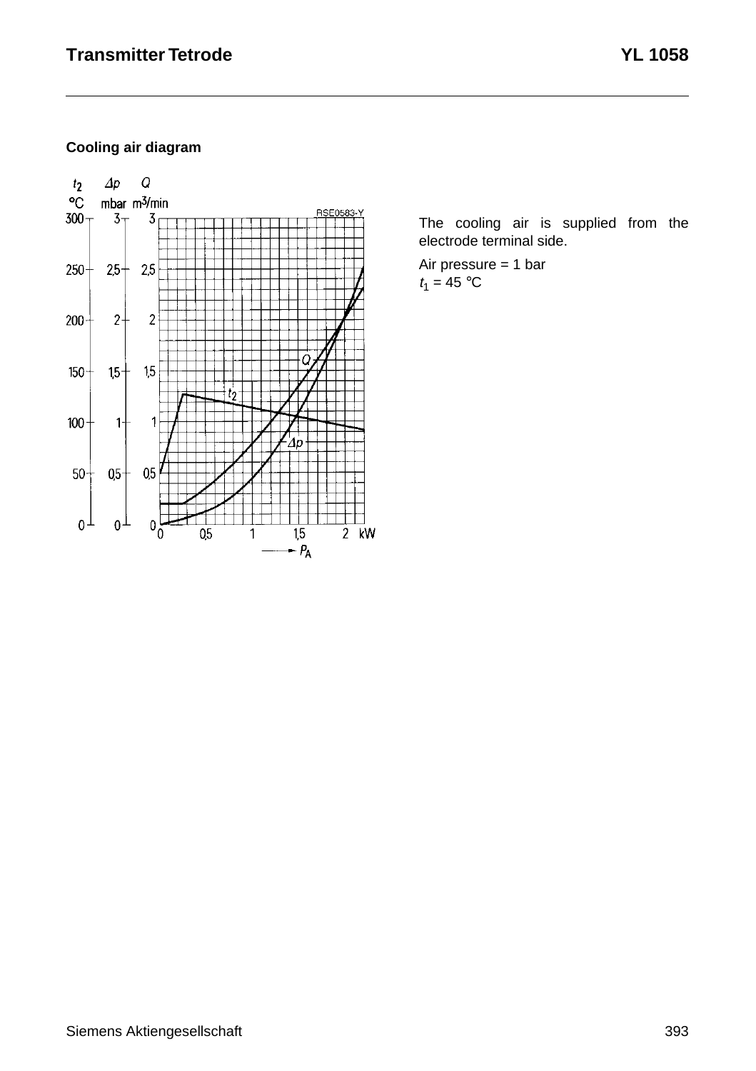## Cooling air diagram

The cooling air is supplied from the electrode terminal side.

Air pressure = 1 bar

$t_1$ = 45 °C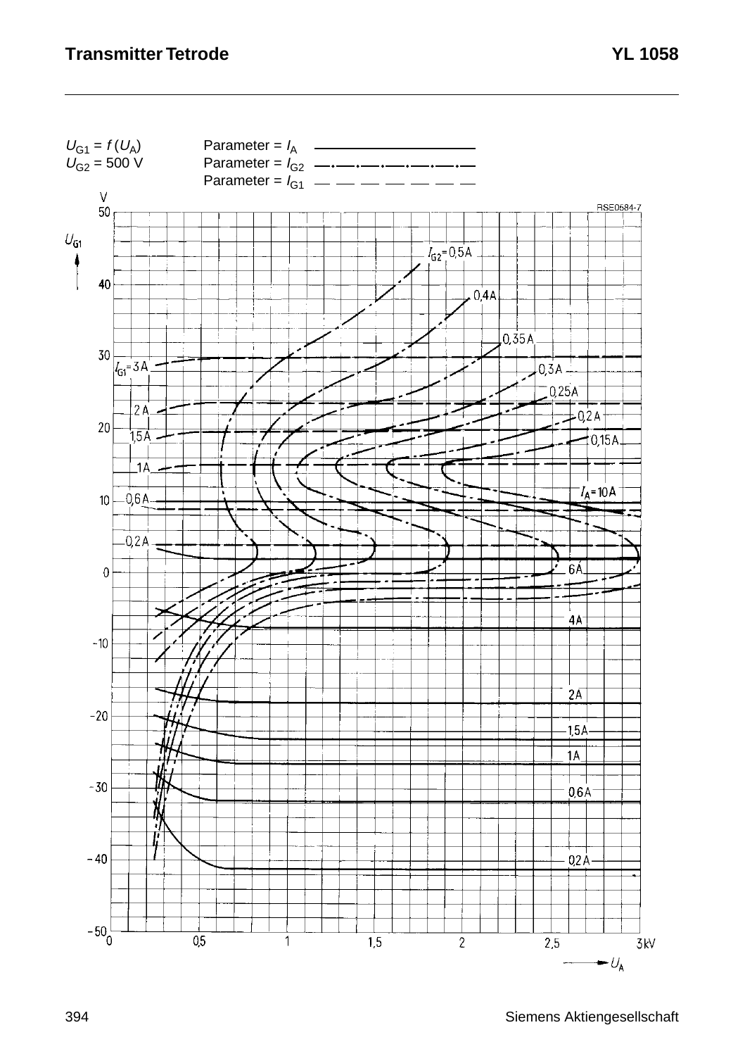$U_{G1} = f(U_A)$ Parameter = $I_A$

$U_{G2}$ = 500 V Parameter = $I_{G2}$

Parameter = $I_{G1}$

V

$U_{G1}$

RSE0684-7

50
40
30
20
10
0
-10
-20
-30
-40
-50

$I_{G2}$ = 0,5 A
0,4 A
0,35 A
0,3 A
0,25 A
0,2 A
0,15 A

$I_{G1}$ = 3 A
2 A
1,5 A
1 A
0,6 A
0,2 A

$I_A$ = 10 A
6 A
4 A
2 A
1,5 A
1 A
0,6 A
0,2 A

0 0,5 1 1,5 2 2,5 3 kV

$U_A$